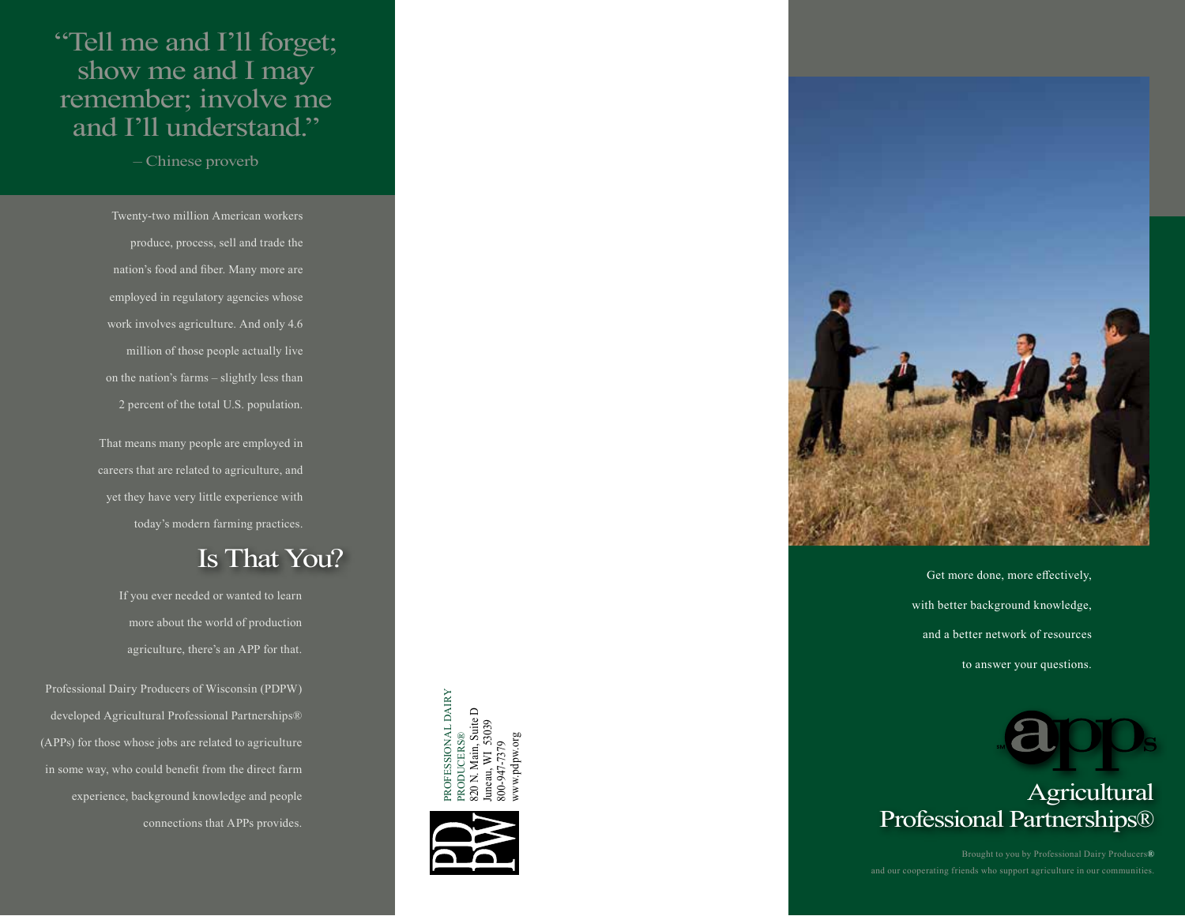> "Tell me and I'll forget; show me and I may remember; involve me and I'll understand."
>
> – Chinese proverb

Twenty-two million American workers produce, process, sell and trade the nation's food and fiber. Many more are employed in regulatory agencies whose work involves agriculture. And only 4.6 million of those people actually live on the nation's farms – slightly less than 2 percent of the total U.S. population.

That means many people are employed in careers that are related to agriculture, and yet they have very little experience with today's modern farming practices.

## Is That You?

If you ever needed or wanted to learn more about the world of production agriculture, there's an APP for that.

Professional Dairy Producers of Wisconsin (PDPW) developed Agricultural Professional Partnerships® (APPs) for those whose jobs are related to agriculture in some way, who could benefit from the direct farm experience, background knowledge and people connections that APPs provides.

PROFESSIONAL DAIRY PRODUCERS®
820 N. Main, Suite D
Juneau, WI 53039
800-947-7379
www.pdpw.org

Get more done, more effectively, with better background knowledge, and a better network of resources to answer your questions.

# apps

## Agricultural Professional Partnerships®

Brought to you by Professional Dairy Producers® and our cooperating friends who support agriculture in our communities.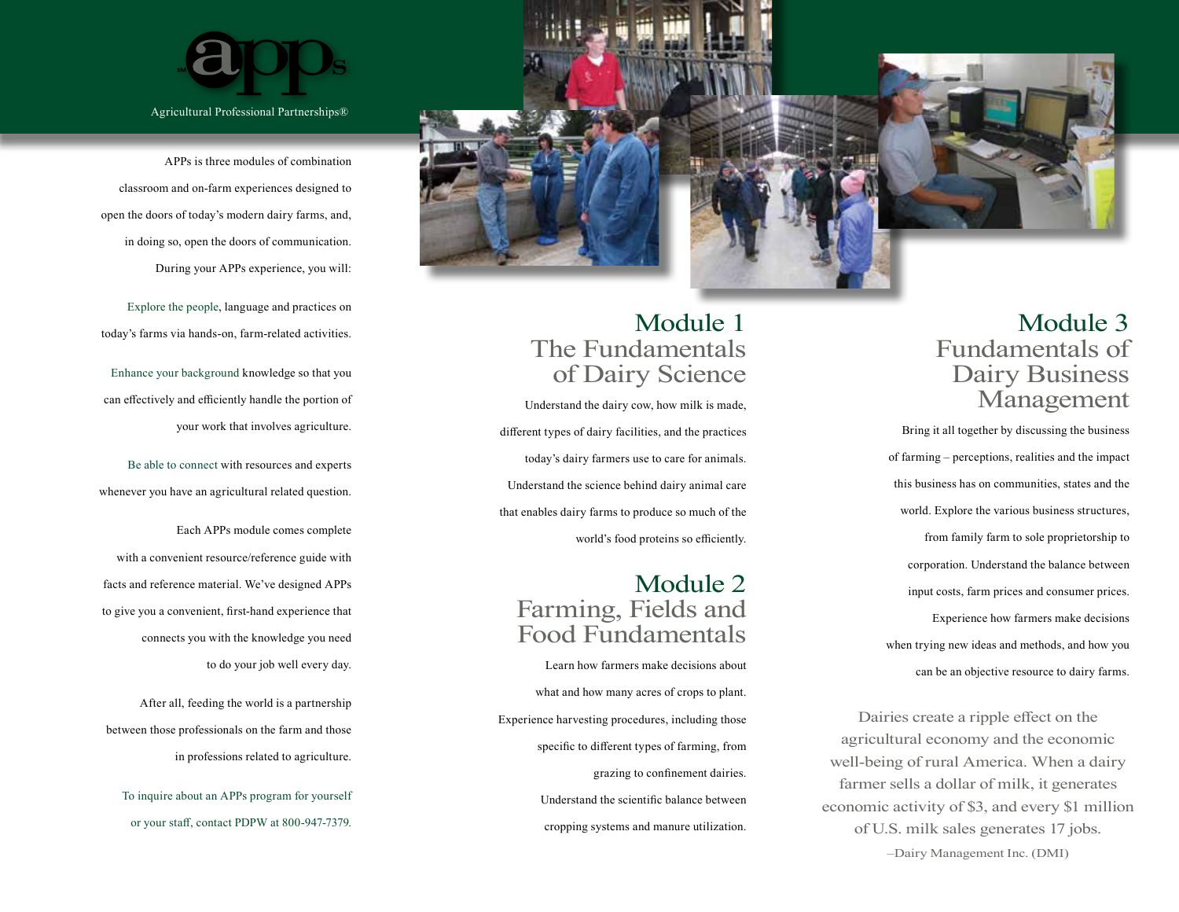apps[SM]

Agricultural Professional Partnerships®

APPs is three modules of combination classroom and on-farm experiences designed to open the doors of today's modern dairy farms, and, in doing so, open the doors of communication. During your APPs experience, you will:

Explore the people, language and practices on today's farms via hands-on, farm-related activities.

Enhance your background knowledge so that you can effectively and efficiently handle the portion of your work that involves agriculture.

Be able to connect with resources and experts whenever you have an agricultural related question.

Each APPs module comes complete with a convenient resource/reference guide with facts and reference material. We've designed APPs to give you a convenient, first-hand experience that connects you with the knowledge you need to do your job well every day.

After all, feeding the world is a partnership between those professionals on the farm and those in professions related to agriculture.

To inquire about an APPs program for yourself or your staff, contact PDPW at 800-947-7379.

## Module 1
### The Fundamentals of Dairy Science

Understand the dairy cow, how milk is made, different types of dairy facilities, and the practices today's dairy farmers use to care for animals. Understand the science behind dairy animal care that enables dairy farms to produce so much of the world's food proteins so efficiently.

## Module 2
### Farming, Fields and Food Fundamentals

Learn how farmers make decisions about what and how many acres of crops to plant. Experience harvesting procedures, including those specific to different types of farming, from grazing to confinement dairies. Understand the scientific balance between cropping systems and manure utilization.

## Module 3
### Fundamentals of Dairy Business Management

Bring it all together by discussing the business of farming – perceptions, realities and the impact this business has on communities, states and the world. Explore the various business structures, from family farm to sole proprietorship to corporation. Understand the balance between input costs, farm prices and consumer prices. Experience how farmers make decisions when trying new ideas and methods, and how you can be an objective resource to dairy farms.

Dairies create a ripple effect on the agricultural economy and the economic well-being of rural America. When a dairy farmer sells a dollar of milk, it generates economic activity of $3, and every $1 million of U.S. milk sales generates 17 jobs.

–Dairy Management Inc. (DMI)